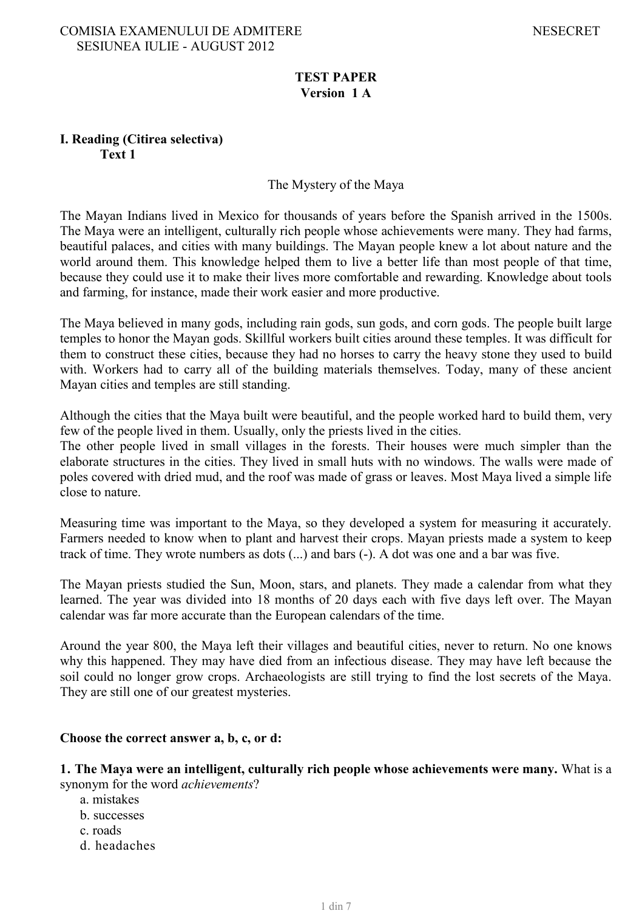COMISIA EXAMENULUI DE ADMITERE NESECRET
SESIUNEA IULIE - AUGUST 2012

**TEST PAPER**
**Version 1 A**

## I. Reading (Citirea selectiva)

### Text 1

The Mystery of the Maya

The Mayan Indians lived in Mexico for thousands of years before the Spanish arrived in the 1500s. The Maya were an intelligent, culturally rich people whose achievements were many. They had farms, beautiful palaces, and cities with many buildings. The Mayan people knew a lot about nature and the world around them. This knowledge helped them to live a better life than most people of that time, because they could use it to make their lives more comfortable and rewarding. Knowledge about tools and farming, for instance, made their work easier and more productive.

The Maya believed in many gods, including rain gods, sun gods, and corn gods. The people built large temples to honor the Mayan gods. Skillful workers built cities around these temples. It was difficult for them to construct these cities, because they had no horses to carry the heavy stone they used to build with. Workers had to carry all of the building materials themselves. Today, many of these ancient Mayan cities and temples are still standing.

Although the cities that the Maya built were beautiful, and the people worked hard to build them, very few of the people lived in them. Usually, only the priests lived in the cities.
The other people lived in small villages in the forests. Their houses were much simpler than the elaborate structures in the cities. They lived in small huts with no windows. The walls were made of poles covered with dried mud, and the roof was made of grass or leaves. Most Maya lived a simple life close to nature.

Measuring time was important to the Maya, so they developed a system for measuring it accurately. Farmers needed to know when to plant and harvest their crops. Mayan priests made a system to keep track of time. They wrote numbers as dots (...) and bars (-). A dot was one and a bar was five.

The Mayan priests studied the Sun, Moon, stars, and planets. They made a calendar from what they learned. The year was divided into 18 months of 20 days each with five days left over. The Mayan calendar was far more accurate than the European calendars of the time.

Around the year 800, the Maya left their villages and beautiful cities, never to return. No one knows why this happened. They may have died from an infectious disease. They may have left because the soil could no longer grow crops. Archaeologists are still trying to find the lost secrets of the Maya. They are still one of our greatest mysteries.

**Choose the correct answer a, b, c, or d:**

**1. The Maya were an intelligent, culturally rich people whose achievements were many.** What is a synonym for the word *achievements*?

a. mistakes
b. successes
c. roads
d. headaches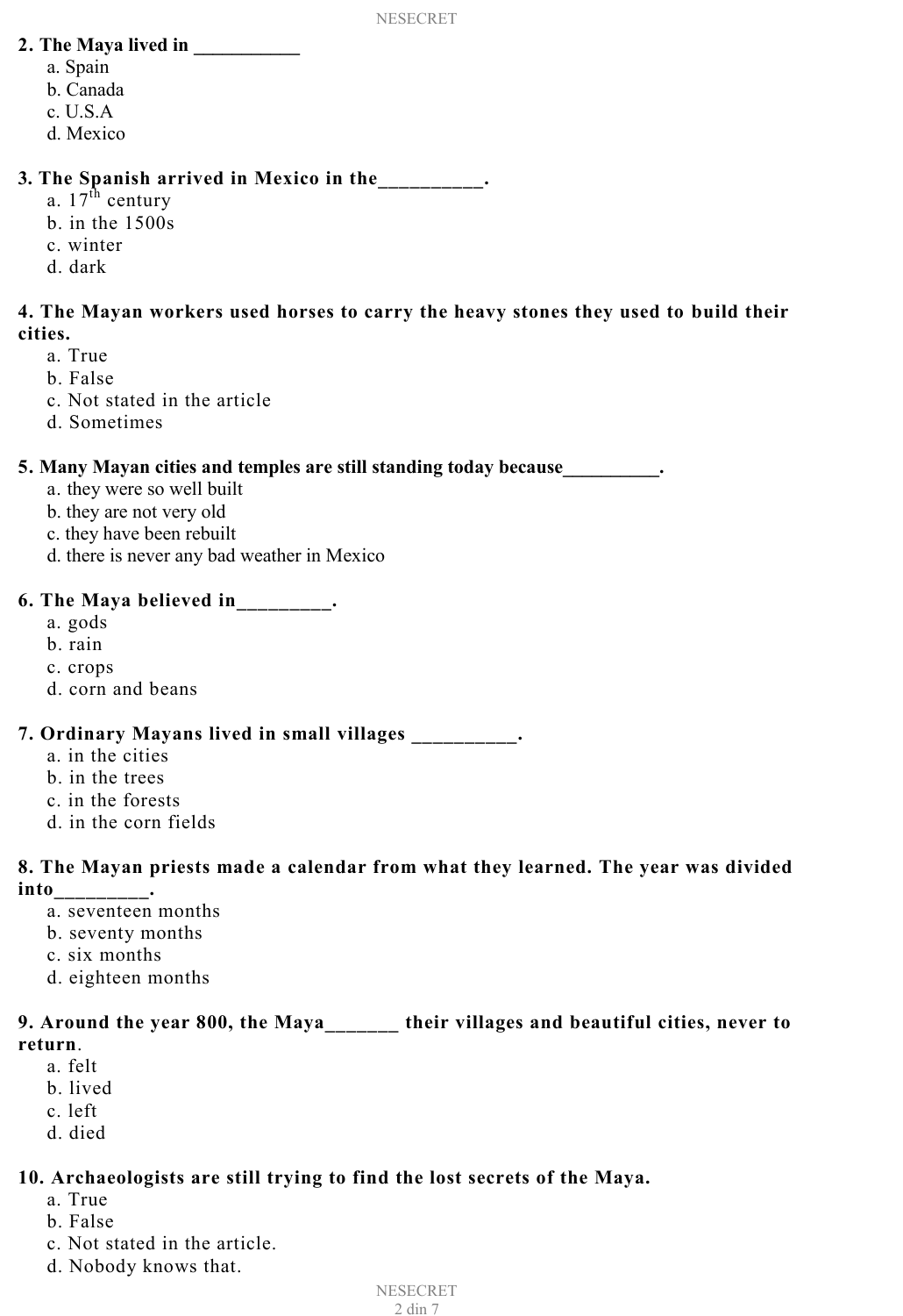**2. The Maya lived in ___________**

a. Spain
b. Canada
c. U.S.A
d. Mexico

**3. The Spanish arrived in Mexico in the__________.**

a. $17^{th}$ century
b. in the 1500s
c. winter
d. dark

**4. The Mayan workers used horses to carry the heavy stones they used to build their cities.**

a. True
b. False
c. Not stated in the article
d. Sometimes

**5. Many Mayan cities and temples are still standing today because__________.**

a. they were so well built
b. they are not very old
c. they have been rebuilt
d. there is never any bad weather in Mexico

**6. The Maya believed in_________.**

a. gods
b. rain
c. crops
d. corn and beans

**7. Ordinary Mayans lived in small villages __________.**

a. in the cities
b. in the trees
c. in the forests
d. in the corn fields

**8. The Mayan priests made a calendar from what they learned. The year was divided into_________.**

a. seventeen months
b. seventy months
c. six months
d. eighteen months

**9. Around the year 800, the Maya_______ their villages and beautiful cities, never to return.**

a. felt
b. lived
c. left
d. died

**10. Archaeologists are still trying to find the lost secrets of the Maya.**

a. True
b. False
c. Not stated in the article.
d. Nobody knows that.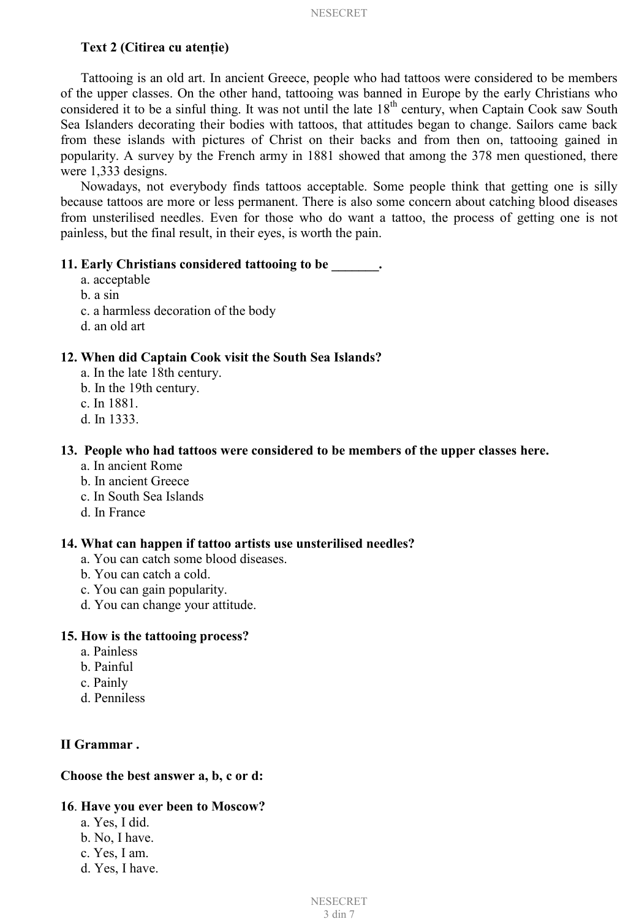**Text 2 (Citirea cu atenție)**

Tattooing is an old art. In ancient Greece, people who had tattoos were considered to be members of the upper classes. On the other hand, tattooing was banned in Europe by the early Christians who considered it to be a sinful thing. It was not until the late 18th century, when Captain Cook saw South Sea Islanders decorating their bodies with tattoos, that attitudes began to change. Sailors came back from these islands with pictures of Christ on their backs and from then on, tattooing gained in popularity. A survey by the French army in 1881 showed that among the 378 men questioned, there were 1,333 designs.

Nowadays, not everybody finds tattoos acceptable. Some people think that getting one is silly because tattoos are more or less permanent. There is also some concern about catching blood diseases from unsterilised needles. Even for those who do want a tattoo, the process of getting one is not painless, but the final result, in their eyes, is worth the pain.

**11. Early Christians considered tattooing to be _______.**

a. acceptable
b. a sin
c. a harmless decoration of the body
d. an old art

**12. When did Captain Cook visit the South Sea Islands?**

a. In the late 18th century.
b. In the 19th century.
c. In 1881.
d. In 1333.

**13. People who had tattoos were considered to be members of the upper classes here.**

a. In ancient Rome
b. In ancient Greece
c. In South Sea Islands
d. In France

**14. What can happen if tattoo artists use unsterilised needles?**

a. You can catch some blood diseases.
b. You can catch a cold.
c. You can gain popularity.
d. You can change your attitude.

**15. How is the tattooing process?**

a. Painless
b. Painful
c. Painly
d. Penniless

**II Grammar .**

**Choose the best answer a, b, c or d:**

**16. Have you ever been to Moscow?**

a. Yes, I did.
b. No, I have.
c. Yes, I am.
d. Yes, I have.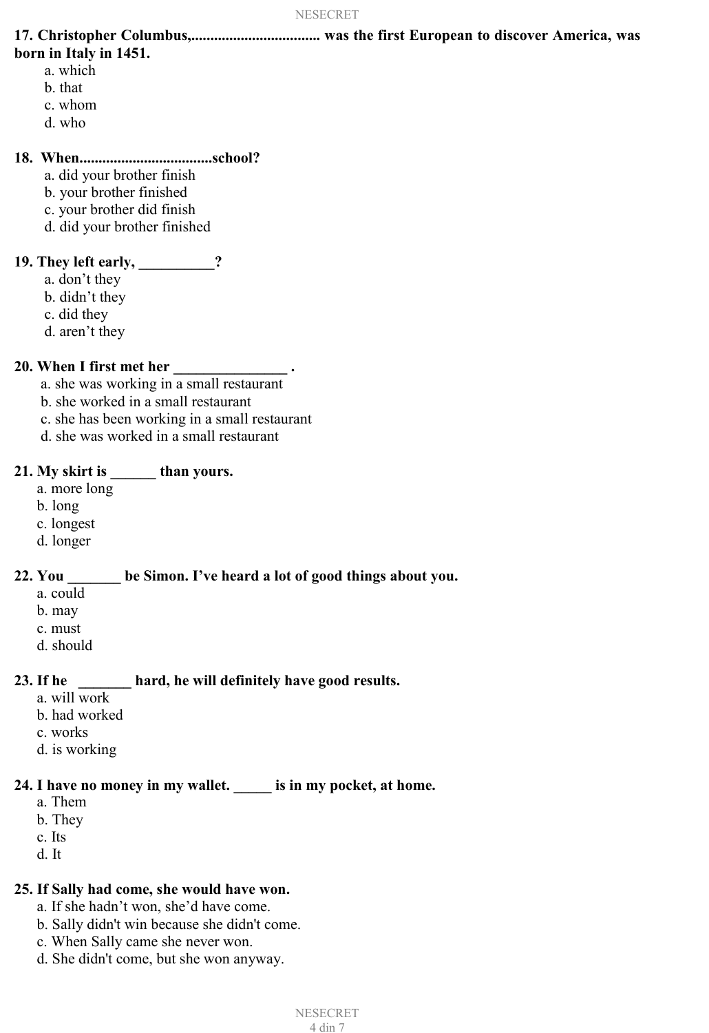**17. Christopher Columbus,.................................. was the first European to discover America, was born in Italy in 1451.**

a. which
b. that
c. whom
d. who

**18. When...................................school?**

a. did your brother finish
b. your brother finished
c. your brother did finish
d. did your brother finished

**19. They left early, __________?**

a. don't they
b. didn't they
c. did they
d. aren't they

**20. When I first met her _______________ .**

a. she was working in a small restaurant
b. she worked in a small restaurant
c. she has been working in a small restaurant
d. she was worked in a small restaurant

**21. My skirt is ______ than yours.**

a. more long
b. long
c. longest
d. longer

**22. You _______ be Simon. I've heard a lot of good things about you.**

a. could
b. may
c. must
d. should

**23. If he _______ hard, he will definitely have good results.**

a. will work
b. had worked
c. works
d. is working

**24. I have no money in my wallet. _____ is in my pocket, at home.**

a. Them
b. They
c. Its
d. It

**25. If Sally had come, she would have won.**

a. If she hadn't won, she'd have come.
b. Sally didn't win because she didn't come.
c. When Sally came she never won.
d. She didn't come, but she won anyway.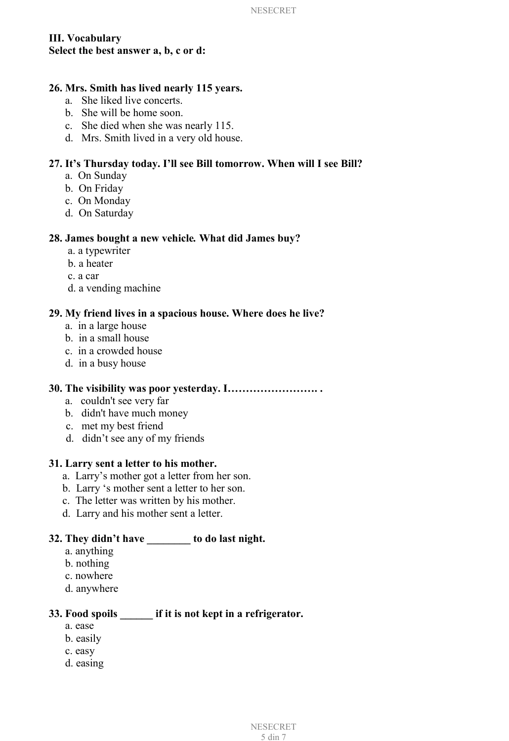**III. Vocabulary**
**Select the best answer a, b, c or d:**

**26. Mrs. Smith has lived nearly 115 years.**

a. She liked live concerts.
b. She will be home soon.
c. She died when she was nearly 115.
d. Mrs. Smith lived in a very old house.

**27. It’s Thursday today. I’ll see Bill tomorrow. When will I see Bill?**

a. On Sunday
b. On Friday
c. On Monday
d. On Saturday

**28. James bought a new vehicle. What did James buy?**

a. a typewriter
b. a heater
c. a car
d. a vending machine

**29. My friend lives in a spacious house. Where does he live?**

a. in a large house
b. in a small house
c. in a crowded house
d. in a busy house

**30. The visibility was poor yesterday. I……………………. .**

a. couldn't see very far
b. didn't have much money
c. met my best friend
d. didn’t see any of my friends

**31. Larry sent a letter to his mother.**

a. Larry’s mother got a letter from her son.
b. Larry ‘s mother sent a letter to her son.
c. The letter was written by his mother.
d. Larry and his mother sent a letter.

**32. They didn’t have ________ to do last night.**

a. anything
b. nothing
c. nowhere
d. anywhere

**33. Food spoils ______ if it is not kept in a refrigerator.**

a. ease
b. easily
c. easy
d. easing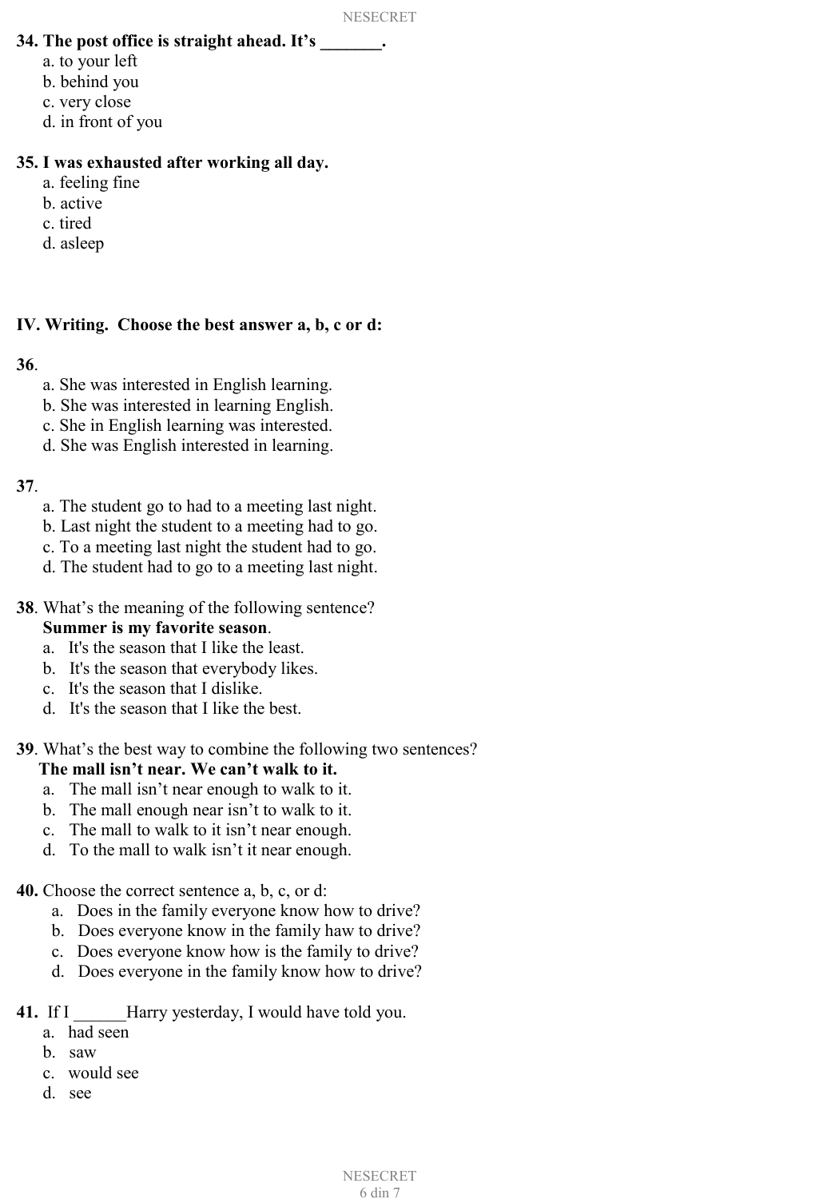**34. The post office is straight ahead. It's _______.**

a. to your left
b. behind you
c. very close
d. in front of you

**35. I was exhausted after working all day.**

a. feeling fine
b. active
c. tired
d. asleep

**IV. Writing. Choose the best answer a, b, c or d:**

**36**.

a. She was interested in English learning.
b. She was interested in learning English.
c. She in English learning was interested.
d. She was English interested in learning.

**37**.

a. The student go to had to a meeting last night.
b. Last night the student to a meeting had to go.
c. To a meeting last night the student had to go.
d. The student had to go to a meeting last night.

**38**. What's the meaning of the following sentence?
**Summer is my favorite season**.

a. It's the season that I like the least.
b. It's the season that everybody likes.
c. It's the season that I dislike.
d. It's the season that I like the best.

**39**. What's the best way to combine the following two sentences?
**The mall isn't near. We can't walk to it.**

a. The mall isn't near enough to walk to it.
b. The mall enough near isn't to walk to it.
c. The mall to walk to it isn't near enough.
d. To the mall to walk isn't it near enough.

**40.** Choose the correct sentence a, b, c, or d:

a. Does in the family everyone know how to drive?
b. Does everyone know in the family haw to drive?
c. Does everyone know how is the family to drive?
d. Does everyone in the family know how to drive?

**41.** If I ______Harry yesterday, I would have told you.

a. had seen
b. saw
c. would see
d. see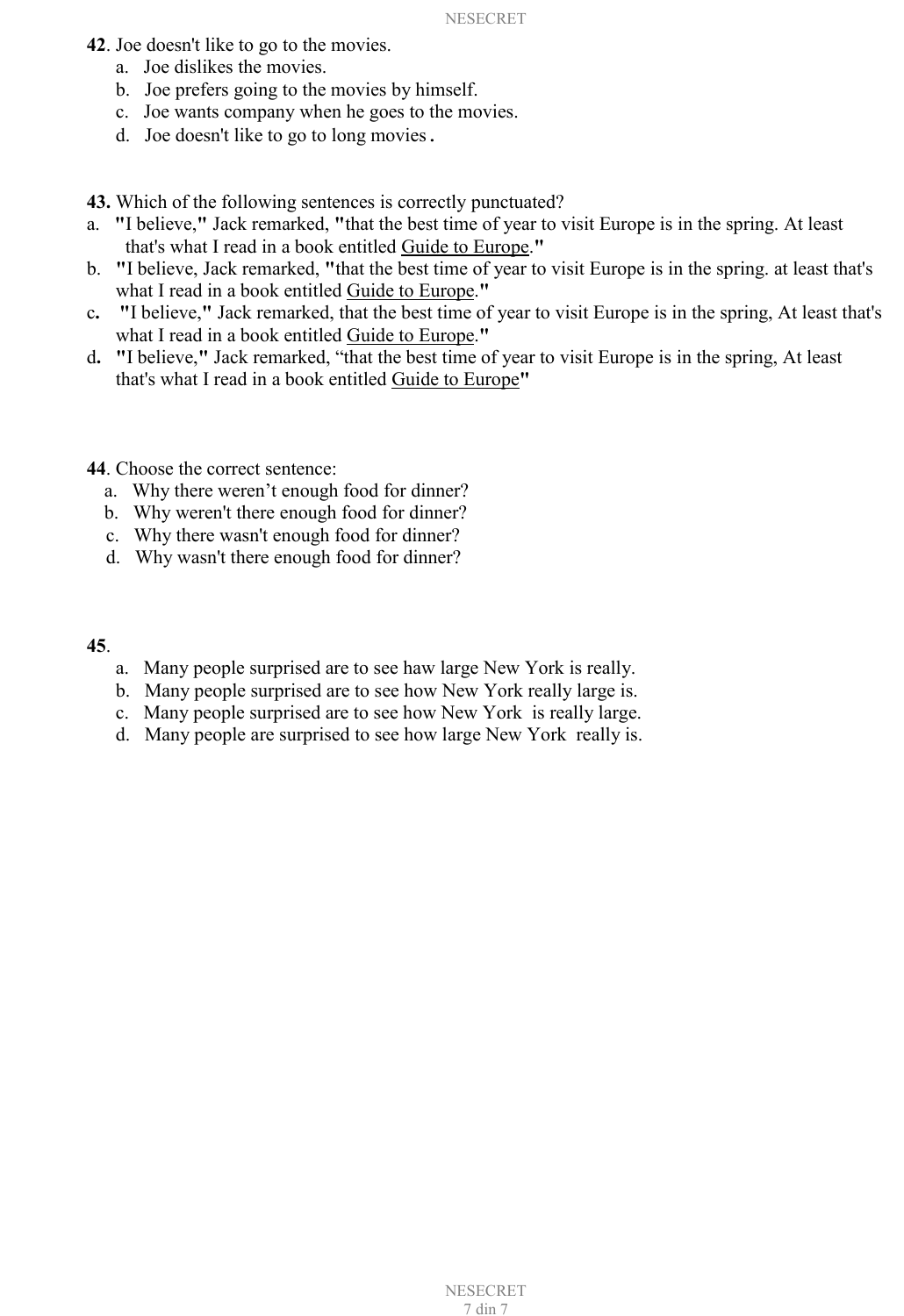**42**. Joe doesn't like to go to the movies.

a. Joe dislikes the movies.
b. Joe prefers going to the movies by himself.
c. Joe wants company when he goes to the movies.
d. Joe doesn't like to go to long movies.

**43.** Which of the following sentences is correctly punctuated?

a. **"**I believe,**"** Jack remarked, **"**that the best time of year to visit Europe is in the spring. At least that's what I read in a book entitled <u>Guide to Europe</u>.**"**
b. **"**I believe, Jack remarked, **"**that the best time of year to visit Europe is in the spring. at least that's what I read in a book entitled <u>Guide to Europe</u>.**"**
c. **"**I believe,**"** Jack remarked, that the best time of year to visit Europe is in the spring, At least that's what I read in a book entitled <u>Guide to Europe</u>.**"**
d. **"**I believe,**"** Jack remarked, "that the best time of year to visit Europe is in the spring, At least that's what I read in a book entitled <u>Guide to Europe</u>**"**

**44**. Choose the correct sentence:

a. Why there weren't enough food for dinner?
b. Why weren't there enough food for dinner?
c. Why there wasn't enough food for dinner?
d. Why wasn't there enough food for dinner?

**45**.

a. Many people surprised are to see haw large New York is really.
b. Many people surprised are to see how New York really large is.
c. Many people surprised are to see how New York is really large.
d. Many people are surprised to see how large New York really is.